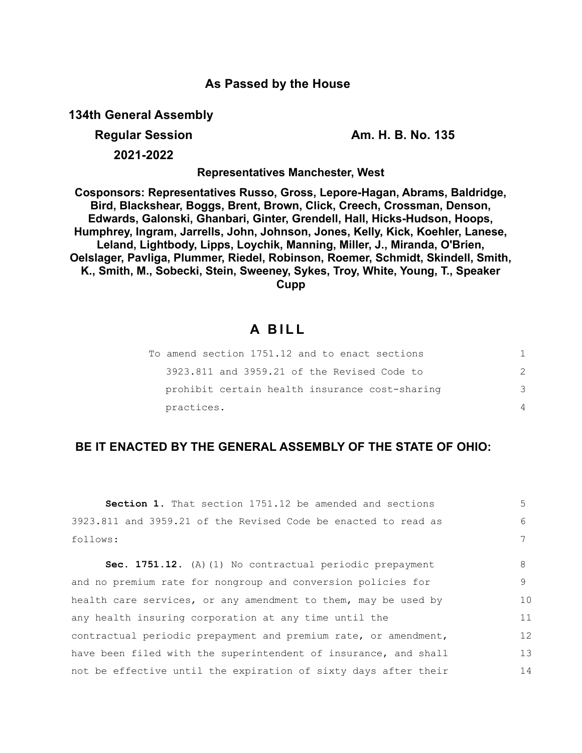**As Passed by the House**

**134th General Assembly**

**Regular Session** **Am. H. B. No. 135**

**2021-2022**

**Representatives Manchester, West**

**Cosponsors: Representatives Russo, Gross, Lepore-Hagan, Abrams, Baldridge, Bird, Blackshear, Boggs, Brent, Brown, Click, Creech, Crossman, Denson, Edwards, Galonski, Ghanbari, Ginter, Grendell, Hall, Hicks-Hudson, Hoops, Humphrey, Ingram, Jarrells, John, Johnson, Jones, Kelly, Kick, Koehler, Lanese, Leland, Lightbody, Lipps, Loychik, Manning, Miller, J., Miranda, O'Brien, Oelslager, Pavliga, Plummer, Riedel, Robinson, Roemer, Schmidt, Skindell, Smith, K., Smith, M., Sobecki, Stein, Sweeney, Sykes, Troy, White, Young, T., Speaker Cupp**

# A BILL

To amend section 1751.12 and to enact sections 3923.811 and 3959.21 of the Revised Code to prohibit certain health insurance cost-sharing practices.

**BE IT ENACTED BY THE GENERAL ASSEMBLY OF THE STATE OF OHIO:**

**Section 1.** That section 1751.12 be amended and sections 3923.811 and 3959.21 of the Revised Code be enacted to read as follows:

**Sec. 1751.12.** (A)(1) No contractual periodic prepayment and no premium rate for nongroup and conversion policies for health care services, or any amendment to them, may be used by any health insuring corporation at any time until the contractual periodic prepayment and premium rate, or amendment, have been filed with the superintendent of insurance, and shall not be effective until the expiration of sixty days after their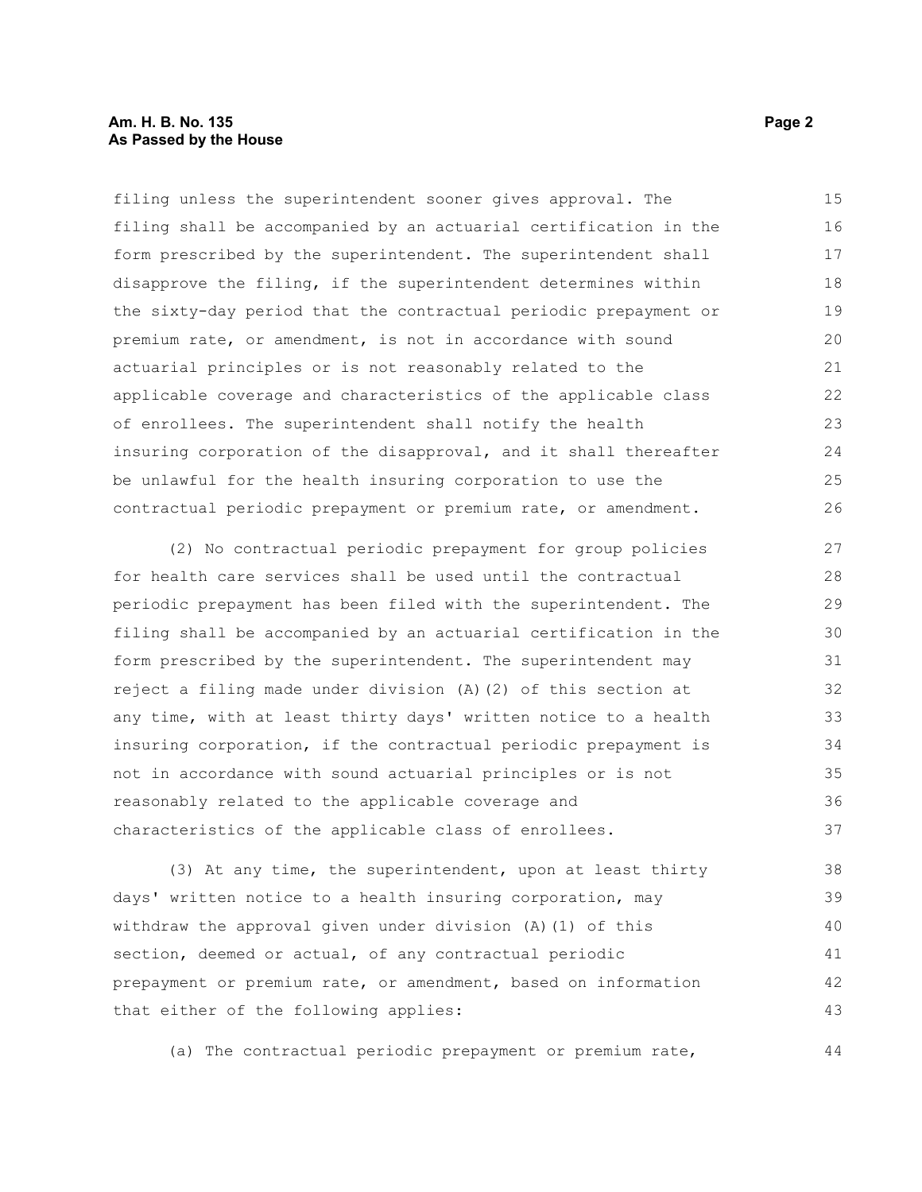filing unless the superintendent sooner gives approval. The filing shall be accompanied by an actuarial certification in the form prescribed by the superintendent. The superintendent shall disapprove the filing, if the superintendent determines within the sixty-day period that the contractual periodic prepayment or premium rate, or amendment, is not in accordance with sound actuarial principles or is not reasonably related to the applicable coverage and characteristics of the applicable class of enrollees. The superintendent shall notify the health insuring corporation of the disapproval, and it shall thereafter be unlawful for the health insuring corporation to use the contractual periodic prepayment or premium rate, or amendment.

(2) No contractual periodic prepayment for group policies for health care services shall be used until the contractual periodic prepayment has been filed with the superintendent. The filing shall be accompanied by an actuarial certification in the form prescribed by the superintendent. The superintendent may reject a filing made under division (A)(2) of this section at any time, with at least thirty days' written notice to a health insuring corporation, if the contractual periodic prepayment is not in accordance with sound actuarial principles or is not reasonably related to the applicable coverage and characteristics of the applicable class of enrollees.

(3) At any time, the superintendent, upon at least thirty days' written notice to a health insuring corporation, may withdraw the approval given under division (A)(1) of this section, deemed or actual, of any contractual periodic prepayment or premium rate, or amendment, based on information that either of the following applies:

(a) The contractual periodic prepayment or premium rate,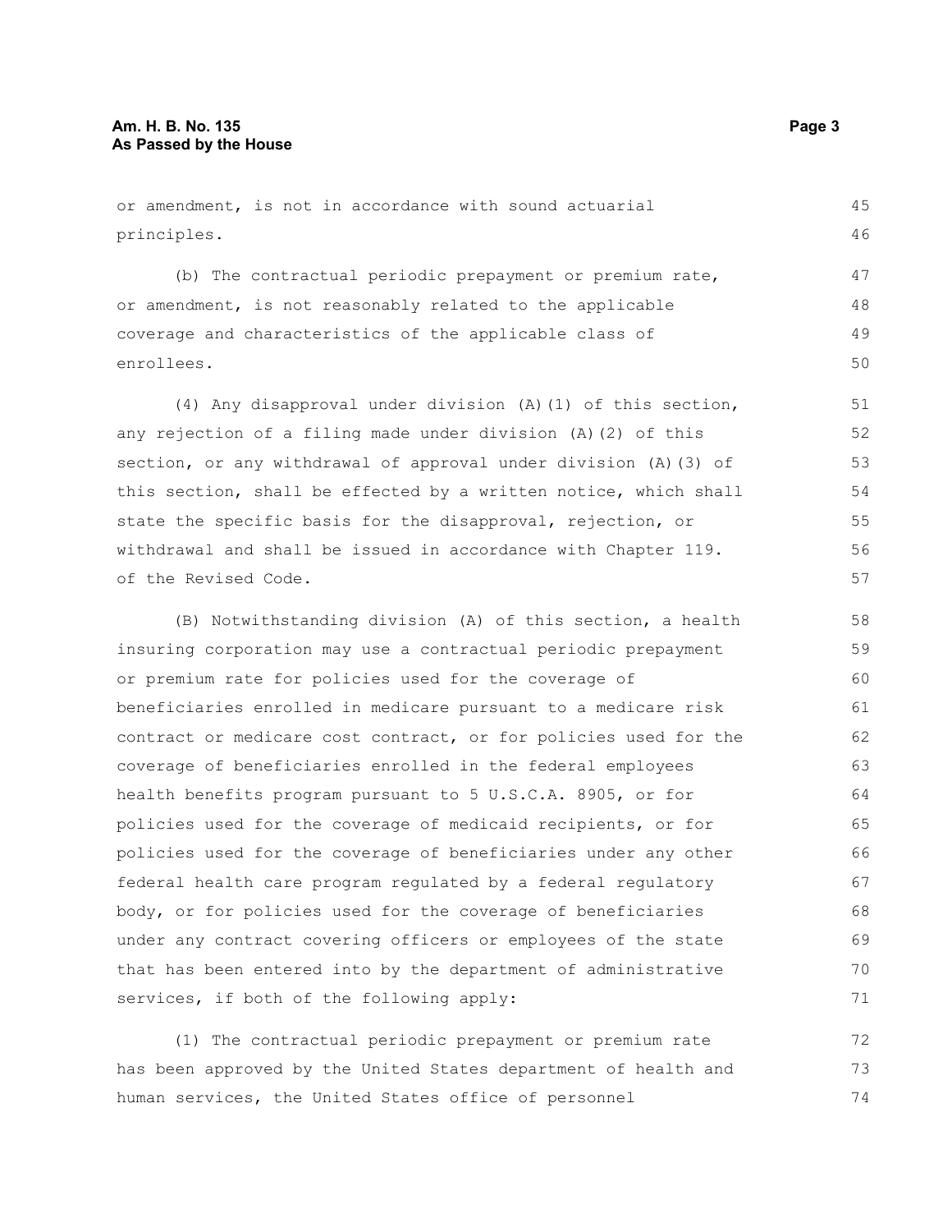or amendment, is not in accordance with sound actuarial principles.

(b) The contractual periodic prepayment or premium rate, or amendment, is not reasonably related to the applicable coverage and characteristics of the applicable class of enrollees.

(4) Any disapproval under division (A)(1) of this section, any rejection of a filing made under division (A)(2) of this section, or any withdrawal of approval under division (A)(3) of this section, shall be effected by a written notice, which shall state the specific basis for the disapproval, rejection, or withdrawal and shall be issued in accordance with Chapter 119. of the Revised Code.

(B) Notwithstanding division (A) of this section, a health insuring corporation may use a contractual periodic prepayment or premium rate for policies used for the coverage of beneficiaries enrolled in medicare pursuant to a medicare risk contract or medicare cost contract, or for policies used for the coverage of beneficiaries enrolled in the federal employees health benefits program pursuant to 5 U.S.C.A. 8905, or for policies used for the coverage of medicaid recipients, or for policies used for the coverage of beneficiaries under any other federal health care program regulated by a federal regulatory body, or for policies used for the coverage of beneficiaries under any contract covering officers or employees of the state that has been entered into by the department of administrative services, if both of the following apply:

(1) The contractual periodic prepayment or premium rate has been approved by the United States department of health and human services, the United States office of personnel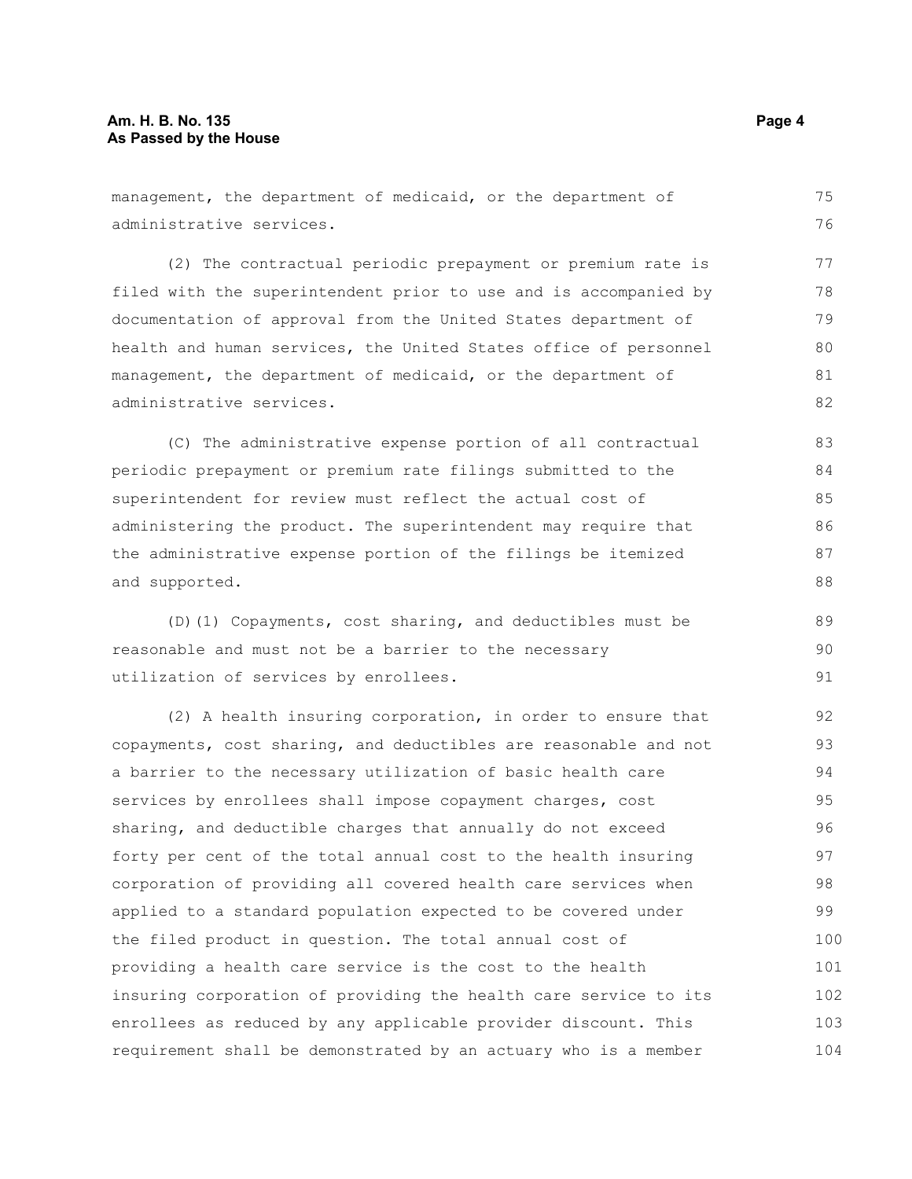management, the department of medicaid, or the department of administrative services.

(2) The contractual periodic prepayment or premium rate is filed with the superintendent prior to use and is accompanied by documentation of approval from the United States department of health and human services, the United States office of personnel management, the department of medicaid, or the department of administrative services.

(C) The administrative expense portion of all contractual periodic prepayment or premium rate filings submitted to the superintendent for review must reflect the actual cost of administering the product. The superintendent may require that the administrative expense portion of the filings be itemized and supported.

(D)(1) Copayments, cost sharing, and deductibles must be reasonable and must not be a barrier to the necessary utilization of services by enrollees.

(2) A health insuring corporation, in order to ensure that copayments, cost sharing, and deductibles are reasonable and not a barrier to the necessary utilization of basic health care services by enrollees shall impose copayment charges, cost sharing, and deductible charges that annually do not exceed forty per cent of the total annual cost to the health insuring corporation of providing all covered health care services when applied to a standard population expected to be covered under the filed product in question. The total annual cost of providing a health care service is the cost to the health insuring corporation of providing the health care service to its enrollees as reduced by any applicable provider discount. This requirement shall be demonstrated by an actuary who is a member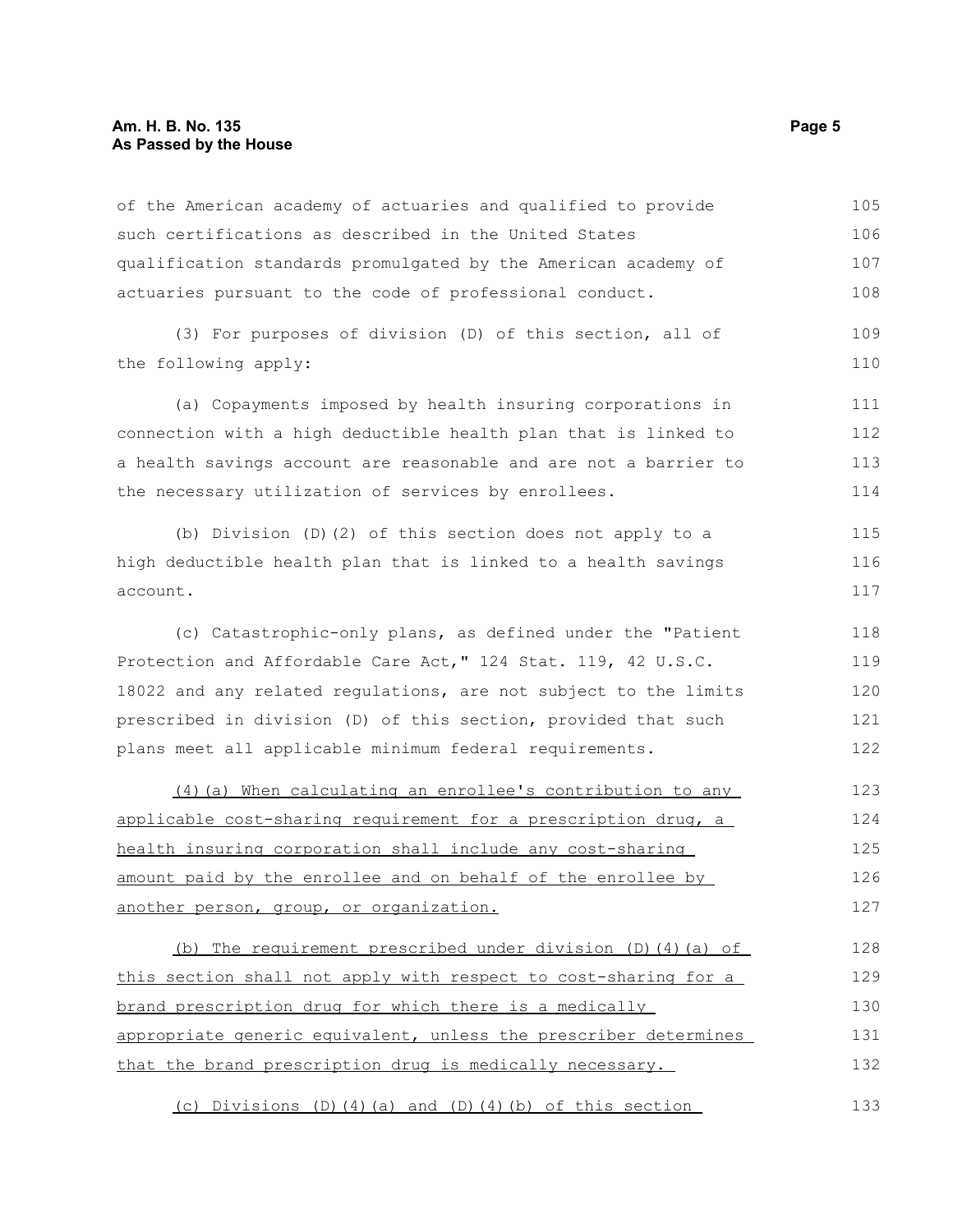of the American academy of actuaries and qualified to provide such certifications as described in the United States qualification standards promulgated by the American academy of actuaries pursuant to the code of professional conduct.

(3) For purposes of division (D) of this section, all of the following apply:

(a) Copayments imposed by health insuring corporations in connection with a high deductible health plan that is linked to a health savings account are reasonable and are not a barrier to the necessary utilization of services by enrollees.

(b) Division (D)(2) of this section does not apply to a high deductible health plan that is linked to a health savings account.

(c) Catastrophic-only plans, as defined under the "Patient Protection and Affordable Care Act," 124 Stat. 119, 42 U.S.C. 18022 and any related regulations, are not subject to the limits prescribed in division (D) of this section, provided that such plans meet all applicable minimum federal requirements.

(4)(a) When calculating an enrollee's contribution to any applicable cost-sharing requirement for a prescription drug, a health insuring corporation shall include any cost-sharing amount paid by the enrollee and on behalf of the enrollee by another person, group, or organization.

(b) The requirement prescribed under division (D)(4)(a) of this section shall not apply with respect to cost-sharing for a brand prescription drug for which there is a medically appropriate generic equivalent, unless the prescriber determines that the brand prescription drug is medically necessary.

(c) Divisions (D)(4)(a) and (D)(4)(b) of this section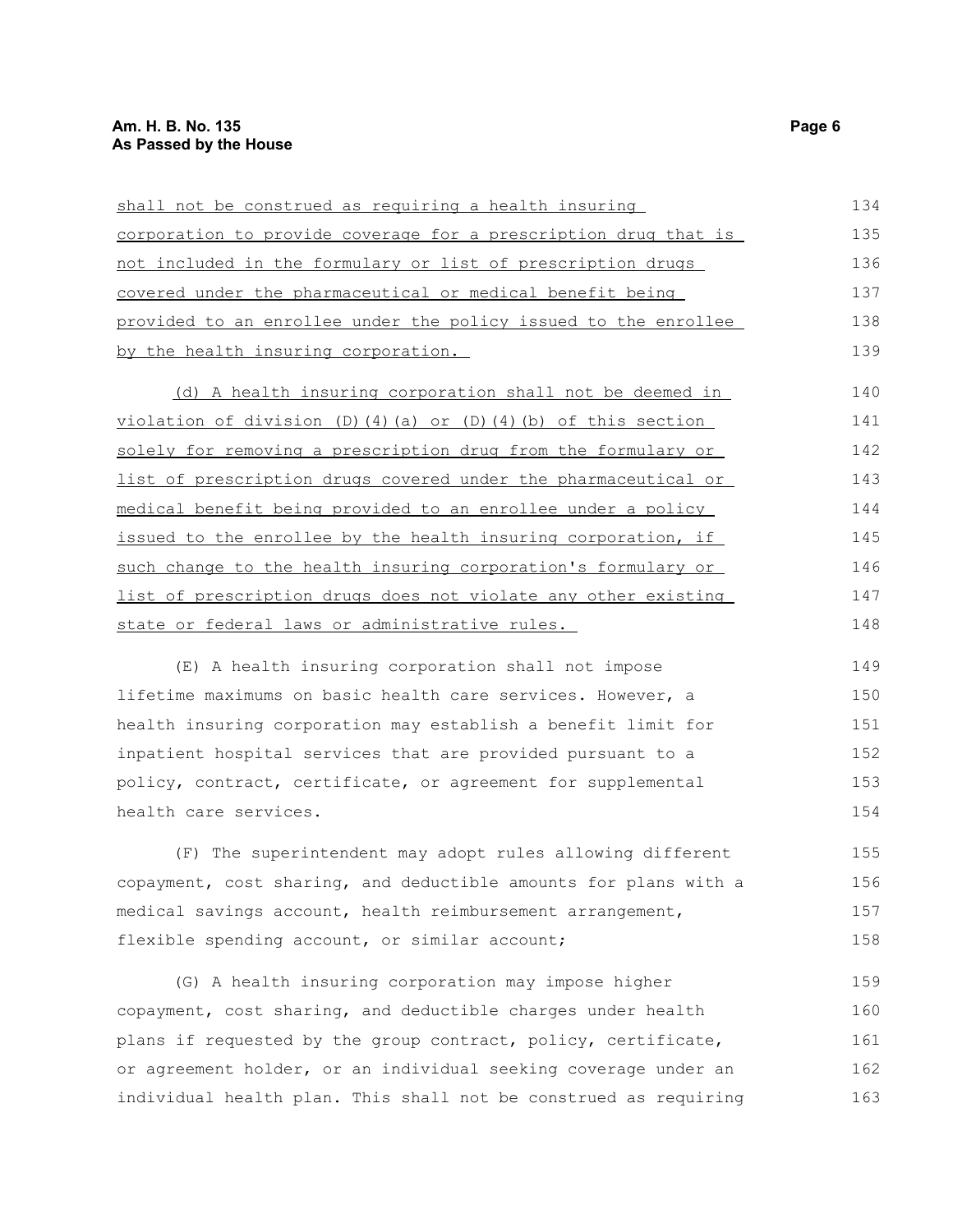shall not be construed as requiring a health insuring corporation to provide coverage for a prescription drug that is not included in the formulary or list of prescription drugs covered under the pharmaceutical or medical benefit being provided to an enrollee under the policy issued to the enrollee by the health insuring corporation.

(d) A health insuring corporation shall not be deemed in violation of division (D)(4)(a) or (D)(4)(b) of this section solely for removing a prescription drug from the formulary or list of prescription drugs covered under the pharmaceutical or medical benefit being provided to an enrollee under a policy issued to the enrollee by the health insuring corporation, if such change to the health insuring corporation's formulary or list of prescription drugs does not violate any other existing state or federal laws or administrative rules.

(E) A health insuring corporation shall not impose lifetime maximums on basic health care services. However, a health insuring corporation may establish a benefit limit for inpatient hospital services that are provided pursuant to a policy, contract, certificate, or agreement for supplemental health care services.

(F) The superintendent may adopt rules allowing different copayment, cost sharing, and deductible amounts for plans with a medical savings account, health reimbursement arrangement, flexible spending account, or similar account;

(G) A health insuring corporation may impose higher copayment, cost sharing, and deductible charges under health plans if requested by the group contract, policy, certificate, or agreement holder, or an individual seeking coverage under an individual health plan. This shall not be construed as requiring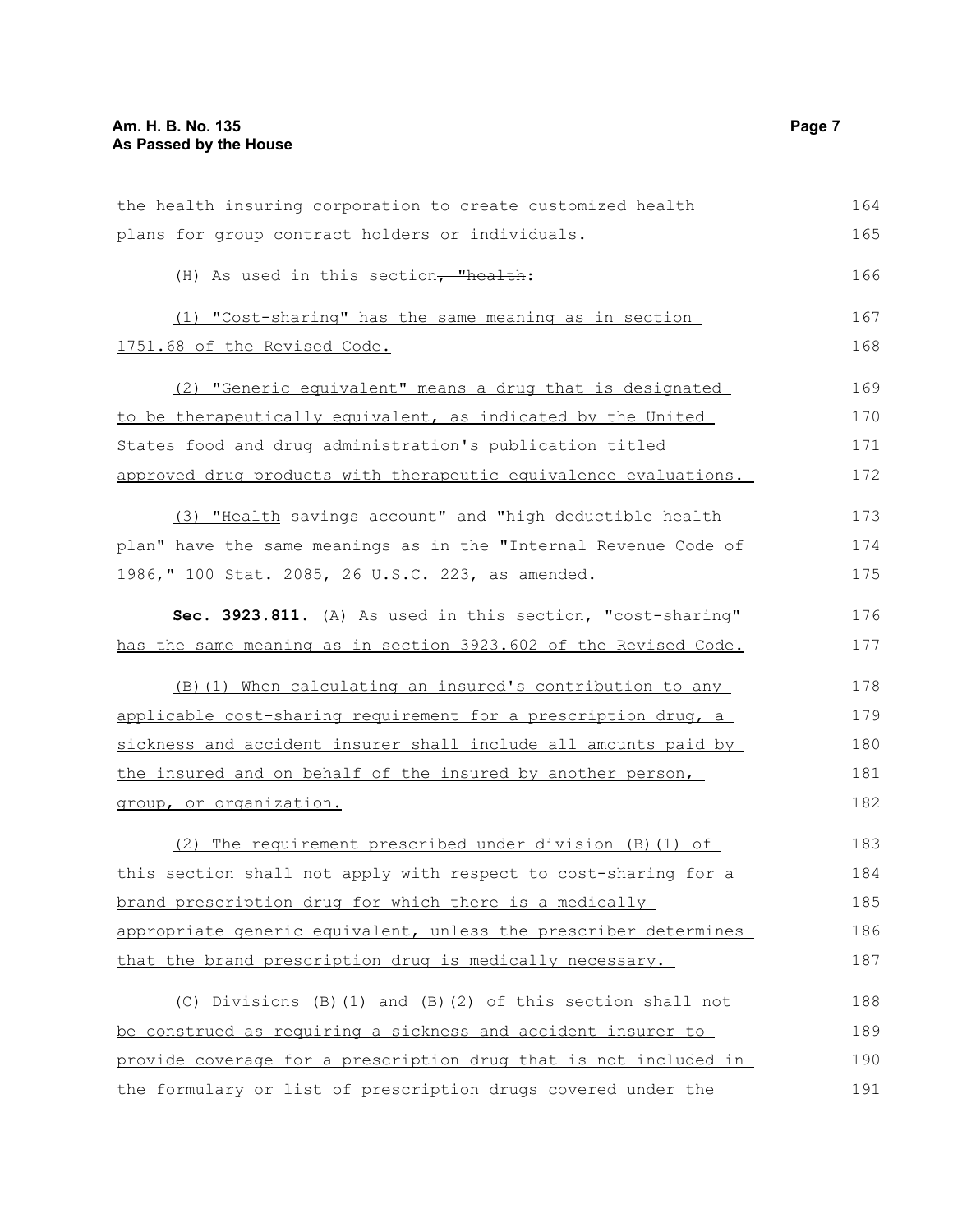the health insuring corporation to create customized health plans for group contract holders or individuals.

(H) As used in this section~~, "health~~:

(1) "Cost-sharing" has the same meaning as in section 1751.68 of the Revised Code.

(2) "Generic equivalent" means a drug that is designated to be therapeutically equivalent, as indicated by the United States food and drug administration's publication titled approved drug products with therapeutic equivalence evaluations.

(3) "Health savings account" and "high deductible health plan" have the same meanings as in the "Internal Revenue Code of 1986," 100 Stat. 2085, 26 U.S.C. 223, as amended.

**Sec. 3923.811.** (A) As used in this section, "cost-sharing" has the same meaning as in section 3923.602 of the Revised Code.

(B)(1) When calculating an insured's contribution to any applicable cost-sharing requirement for a prescription drug, a sickness and accident insurer shall include all amounts paid by the insured and on behalf of the insured by another person, group, or organization.

(2) The requirement prescribed under division (B)(1) of this section shall not apply with respect to cost-sharing for a brand prescription drug for which there is a medically appropriate generic equivalent, unless the prescriber determines that the brand prescription drug is medically necessary.

(C) Divisions (B)(1) and (B)(2) of this section shall not be construed as requiring a sickness and accident insurer to provide coverage for a prescription drug that is not included in the formulary or list of prescription drugs covered under the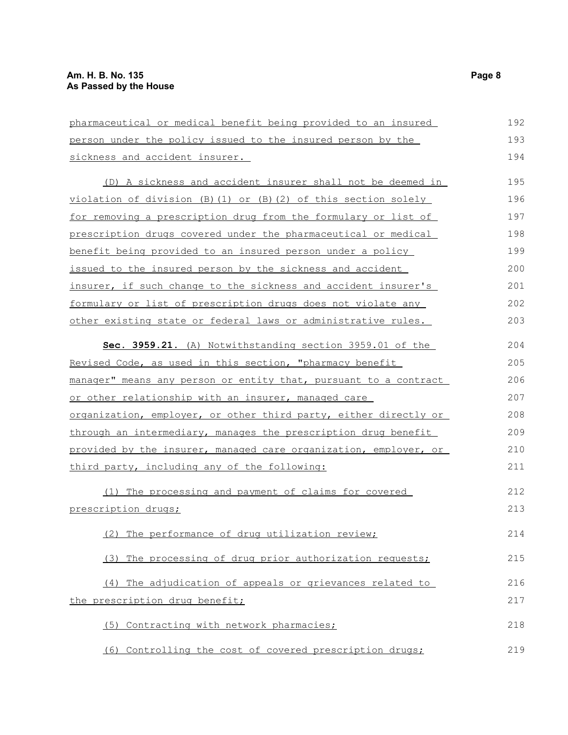pharmaceutical or medical benefit being provided to an insured person under the policy issued to the insured person by the sickness and accident insurer.

(D) A sickness and accident insurer shall not be deemed in violation of division (B)(1) or (B)(2) of this section solely for removing a prescription drug from the formulary or list of prescription drugs covered under the pharmaceutical or medical benefit being provided to an insured person under a policy issued to the insured person by the sickness and accident insurer, if such change to the sickness and accident insurer's formulary or list of prescription drugs does not violate any other existing state or federal laws or administrative rules.

**Sec. 3959.21.** (A) Notwithstanding section 3959.01 of the Revised Code, as used in this section, "pharmacy benefit manager" means any person or entity that, pursuant to a contract or other relationship with an insurer, managed care organization, employer, or other third party, either directly or through an intermediary, manages the prescription drug benefit provided by the insurer, managed care organization, employer, or third party, including any of the following:

(1) The processing and payment of claims for covered prescription drugs;

(2) The performance of drug utilization review;

(3) The processing of drug prior authorization requests;

(4) The adjudication of appeals or grievances related to the prescription drug benefit;

(5) Contracting with network pharmacies;

(6) Controlling the cost of covered prescription drugs;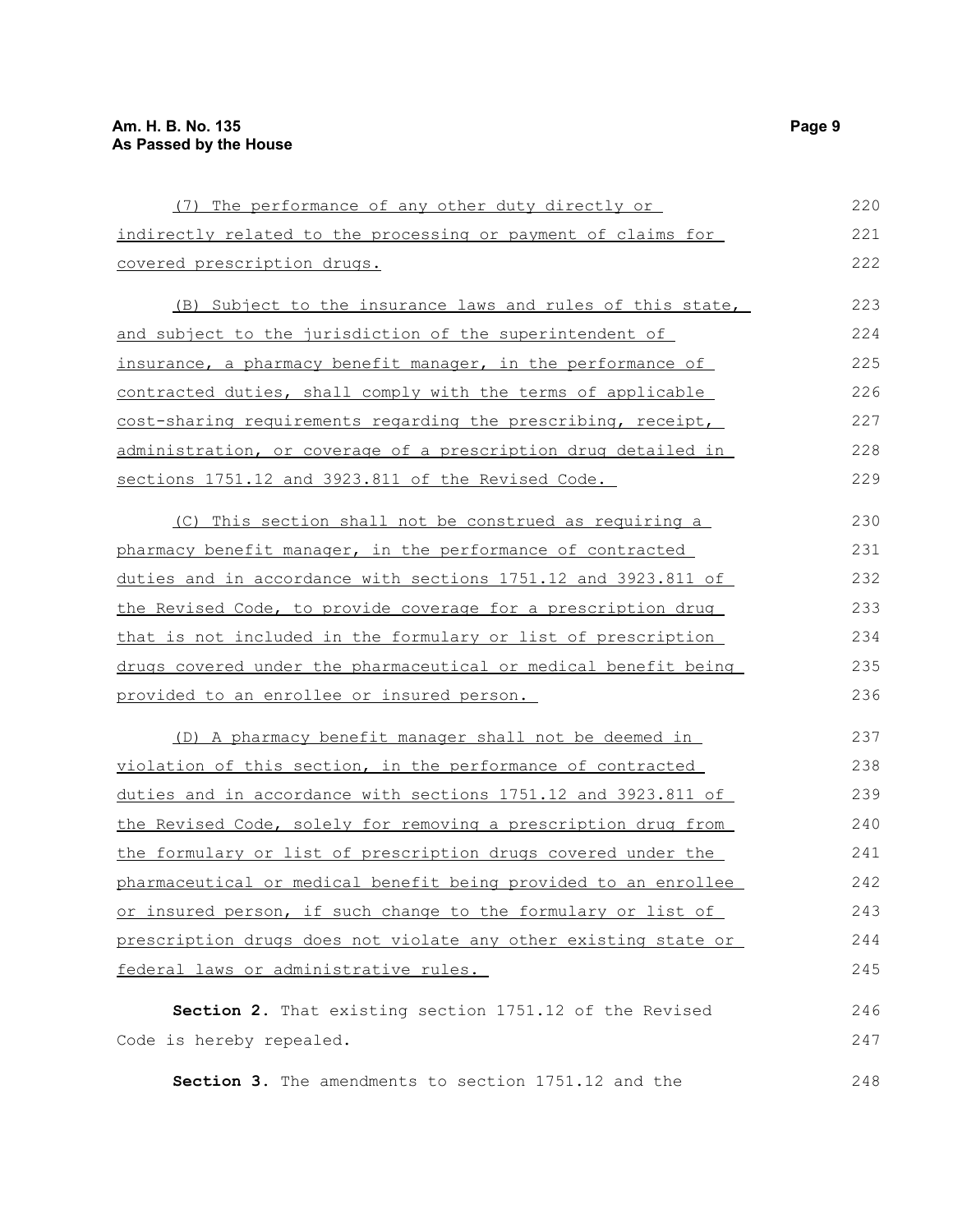(7) The performance of any other duty directly or indirectly related to the processing or payment of claims for covered prescription drugs.

(B) Subject to the insurance laws and rules of this state, and subject to the jurisdiction of the superintendent of insurance, a pharmacy benefit manager, in the performance of contracted duties, shall comply with the terms of applicable cost-sharing requirements regarding the prescribing, receipt, administration, or coverage of a prescription drug detailed in sections 1751.12 and 3923.811 of the Revised Code.

(C) This section shall not be construed as requiring a pharmacy benefit manager, in the performance of contracted duties and in accordance with sections 1751.12 and 3923.811 of the Revised Code, to provide coverage for a prescription drug that is not included in the formulary or list of prescription drugs covered under the pharmaceutical or medical benefit being provided to an enrollee or insured person.

(D) A pharmacy benefit manager shall not be deemed in violation of this section, in the performance of contracted duties and in accordance with sections 1751.12 and 3923.811 of the Revised Code, solely for removing a prescription drug from the formulary or list of prescription drugs covered under the pharmaceutical or medical benefit being provided to an enrollee or insured person, if such change to the formulary or list of prescription drugs does not violate any other existing state or federal laws or administrative rules.

**Section 2.** That existing section 1751.12 of the Revised Code is hereby repealed.

**Section 3.** The amendments to section 1751.12 and the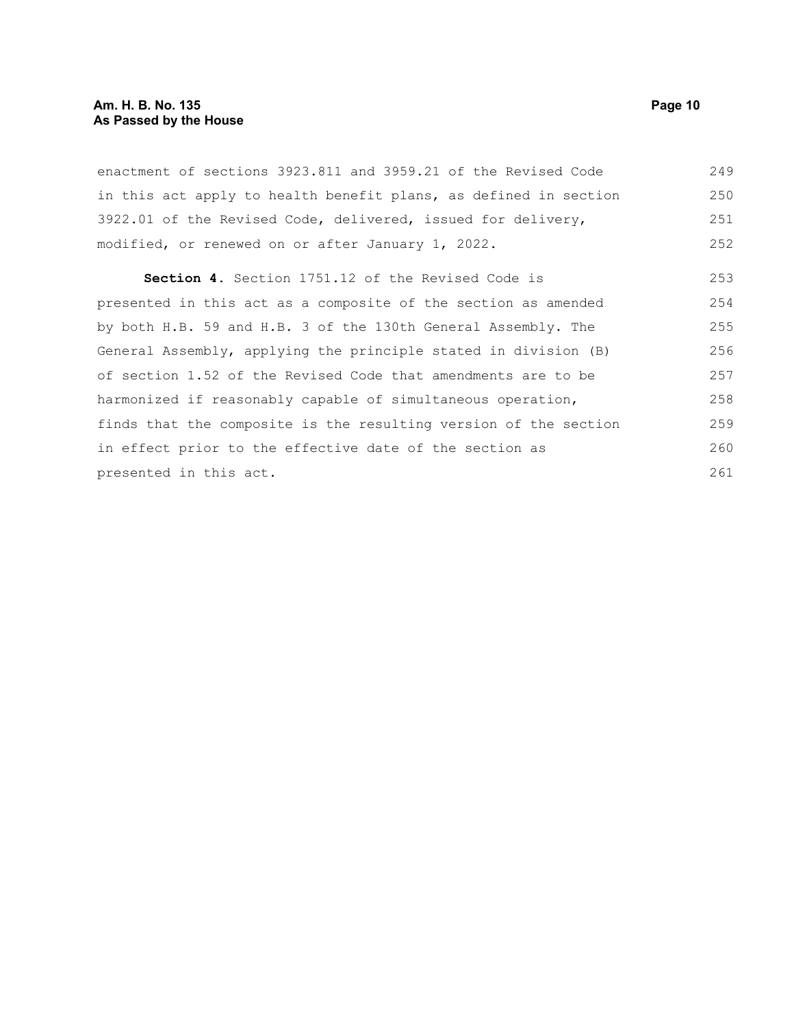enactment of sections 3923.811 and 3959.21 of the Revised Code in this act apply to health benefit plans, as defined in section 3922.01 of the Revised Code, delivered, issued for delivery, modified, or renewed on or after January 1, 2022.

**Section 4.** Section 1751.12 of the Revised Code is presented in this act as a composite of the section as amended by both H.B. 59 and H.B. 3 of the 130th General Assembly. The General Assembly, applying the principle stated in division (B) of section 1.52 of the Revised Code that amendments are to be harmonized if reasonably capable of simultaneous operation, finds that the composite is the resulting version of the section in effect prior to the effective date of the section as presented in this act.